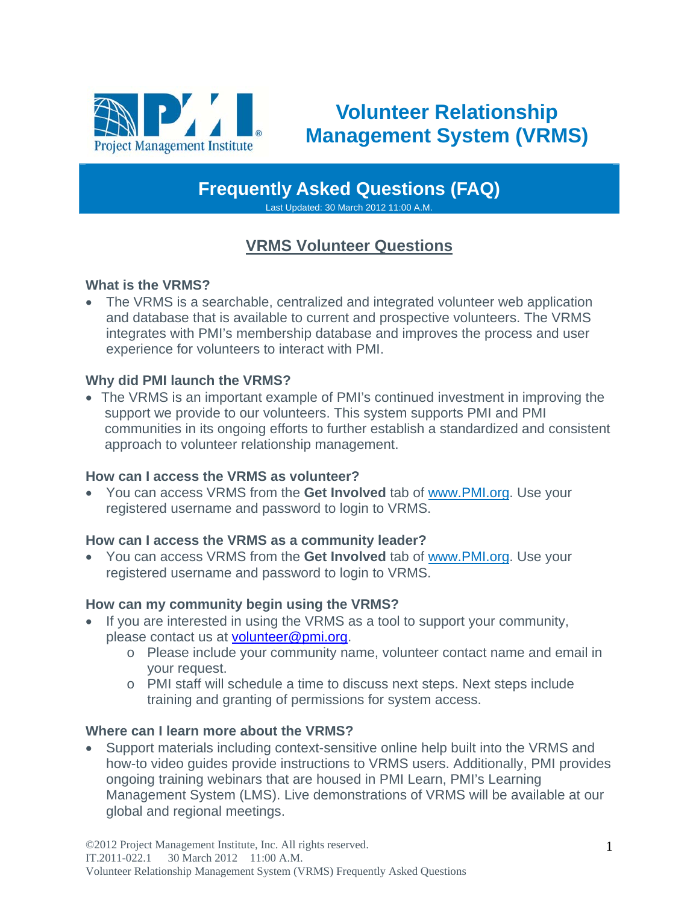# Volunteer Relationship Management System (VRMS)

## Frequently Asked Questions (FAQ)

Last Updated: 30 March 2012 11:00 A.M.

## VRMS Volunteer Questions

### What is the VRMS?

- The VRMS is a searchable, centralized and integrated volunteer web application and database that is available to current and prospective volunteers. The VRMS integrates with PMI's membership database and improves the process and user experience for volunteers to interact with PMI.

### Why did PMI launch the VRMS?

- The VRMS is an important example of PMI's continued investment in improving the support we provide to our volunteers. This system supports PMI and PMI communities in its ongoing efforts to further establish a standardized and consistent approach to volunteer relationship management.

### How can I access the VRMS as volunteer?

- You can access VRMS from the **Get Involved** tab of www.PMI.org. Use your registered username and password to login to VRMS.

### How can I access the VRMS as a community leader?

- You can access VRMS from the **Get Involved** tab of www.PMI.org. Use your registered username and password to login to VRMS.

### How can my community begin using the VRMS?

- If you are interested in using the VRMS as a tool to support your community, please contact us at volunteer@pmi.org.
  - Please include your community name, volunteer contact name and email in your request.
  - PMI staff will schedule a time to discuss next steps. Next steps include training and granting of permissions for system access.

### Where can I learn more about the VRMS?

- Support materials including context-sensitive online help built into the VRMS and how-to video guides provide instructions to VRMS users. Additionally, PMI provides ongoing training webinars that are housed in PMI Learn, PMI's Learning Management System (LMS). Live demonstrations of VRMS will be available at our global and regional meetings.

©2012 Project Management Institute, Inc. All rights reserved.
IT.2011-022.1 30 March 2012 11:00 A.M.
Volunteer Relationship Management System (VRMS) Frequently Asked Questions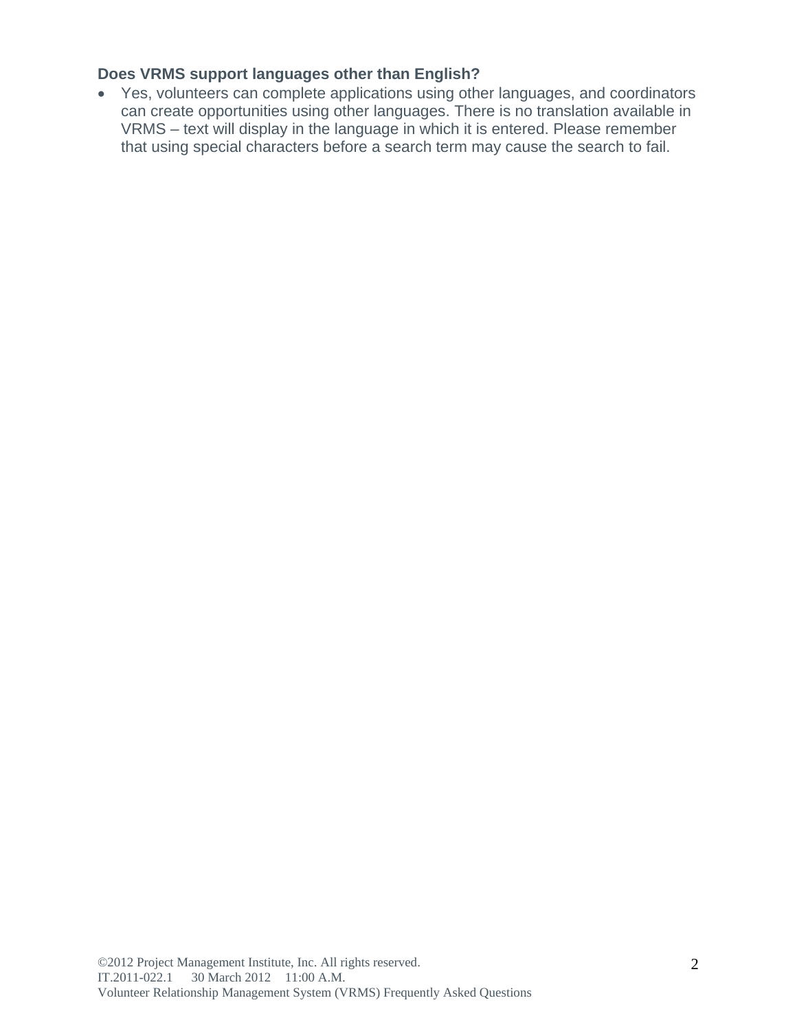**Does VRMS support languages other than English?**

- Yes, volunteers can complete applications using other languages, and coordinators can create opportunities using other languages. There is no translation available in VRMS – text will display in the language in which it is entered. Please remember that using special characters before a search term may cause the search to fail.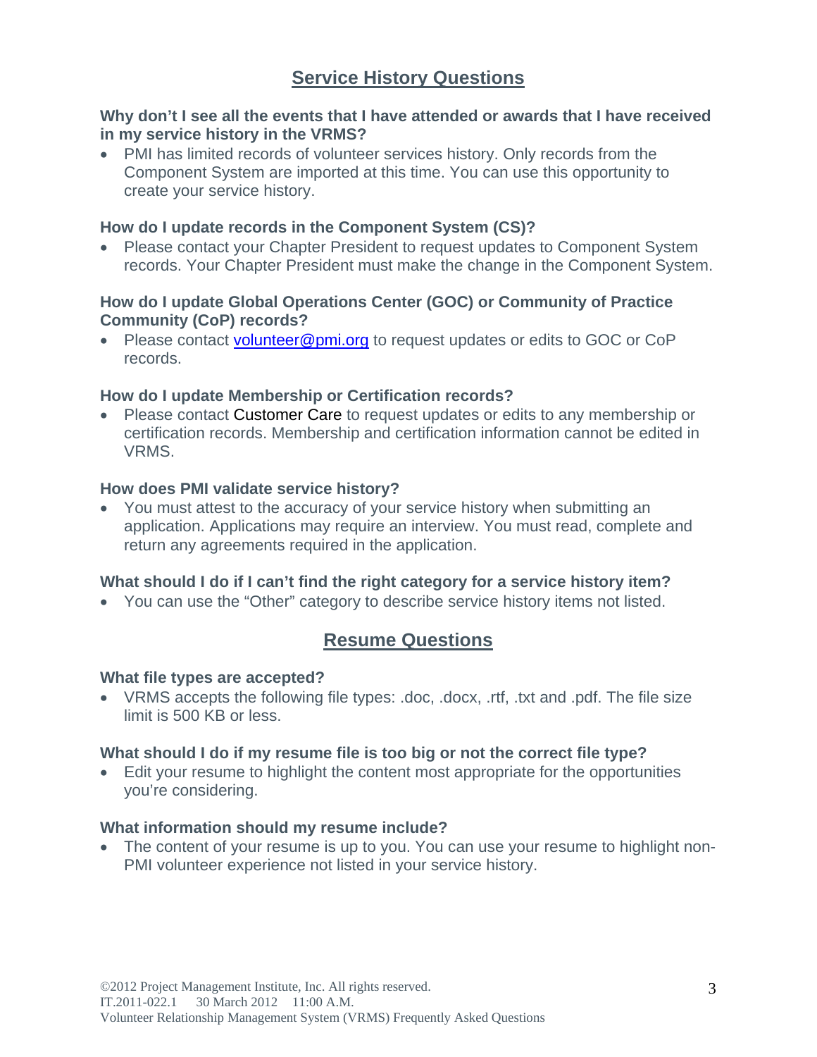## Service History Questions

**Why don't I see all the events that I have attended or awards that I have received in my service history in the VRMS?**

- PMI has limited records of volunteer services history. Only records from the Component System are imported at this time. You can use this opportunity to create your service history.

**How do I update records in the Component System (CS)?**

- Please contact your Chapter President to request updates to Component System records. Your Chapter President must make the change in the Component System.

**How do I update Global Operations Center (GOC) or Community of Practice Community (CoP) records?**

- Please contact volunteer@pmi.org to request updates or edits to GOC or CoP records.

**How do I update Membership or Certification records?**

- Please contact Customer Care to request updates or edits to any membership or certification records. Membership and certification information cannot be edited in VRMS.

**How does PMI validate service history?**

- You must attest to the accuracy of your service history when submitting an application. Applications may require an interview. You must read, complete and return any agreements required in the application.

**What should I do if I can't find the right category for a service history item?**

- You can use the "Other" category to describe service history items not listed.

## Resume Questions

**What file types are accepted?**

- VRMS accepts the following file types: .doc, .docx, .rtf, .txt and .pdf. The file size limit is 500 KB or less.

**What should I do if my resume file is too big or not the correct file type?**

- Edit your resume to highlight the content most appropriate for the opportunities you're considering.

**What information should my resume include?**

- The content of your resume is up to you. You can use your resume to highlight non-PMI volunteer experience not listed in your service history.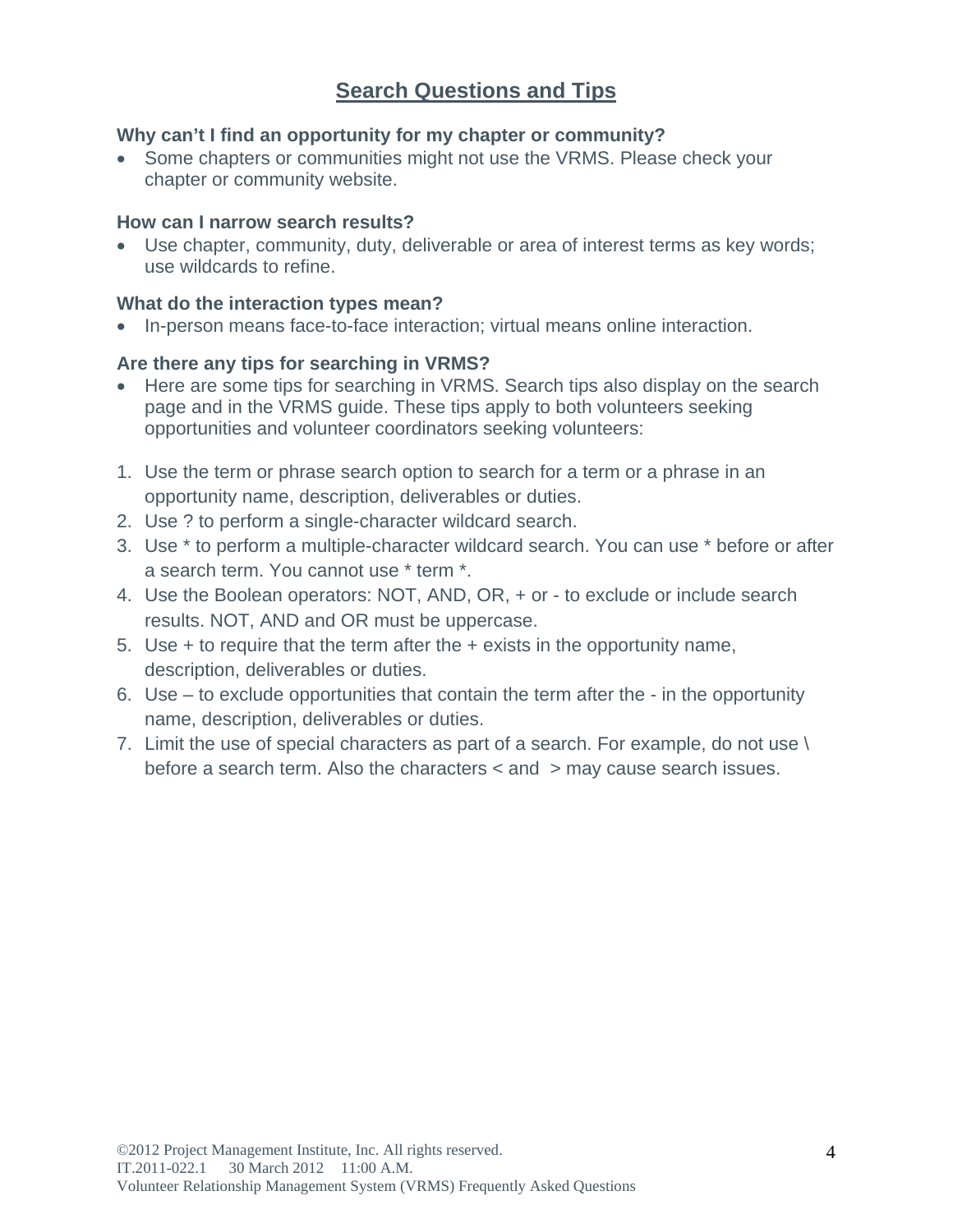# Search Questions and Tips

**Why can't I find an opportunity for my chapter or community?**

- Some chapters or communities might not use the VRMS. Please check your chapter or community website.

**How can I narrow search results?**

- Use chapter, community, duty, deliverable or area of interest terms as key words; use wildcards to refine.

**What do the interaction types mean?**

- In-person means face-to-face interaction; virtual means online interaction.

**Are there any tips for searching in VRMS?**

- Here are some tips for searching in VRMS. Search tips also display on the search page and in the VRMS guide. These tips apply to both volunteers seeking opportunities and volunteer coordinators seeking volunteers:

1. Use the term or phrase search option to search for a term or a phrase in an opportunity name, description, deliverables or duties.
2. Use ? to perform a single-character wildcard search.
3. Use * to perform a multiple-character wildcard search. You can use * before or after a search term. You cannot use * term *.
4. Use the Boolean operators: NOT, AND, OR, + or - to exclude or include search results. NOT, AND and OR must be uppercase.
5. Use + to require that the term after the + exists in the opportunity name, description, deliverables or duties.
6. Use – to exclude opportunities that contain the term after the - in the opportunity name, description, deliverables or duties.
7. Limit the use of special characters as part of a search. For example, do not use \ before a search term. Also the characters < and > may cause search issues.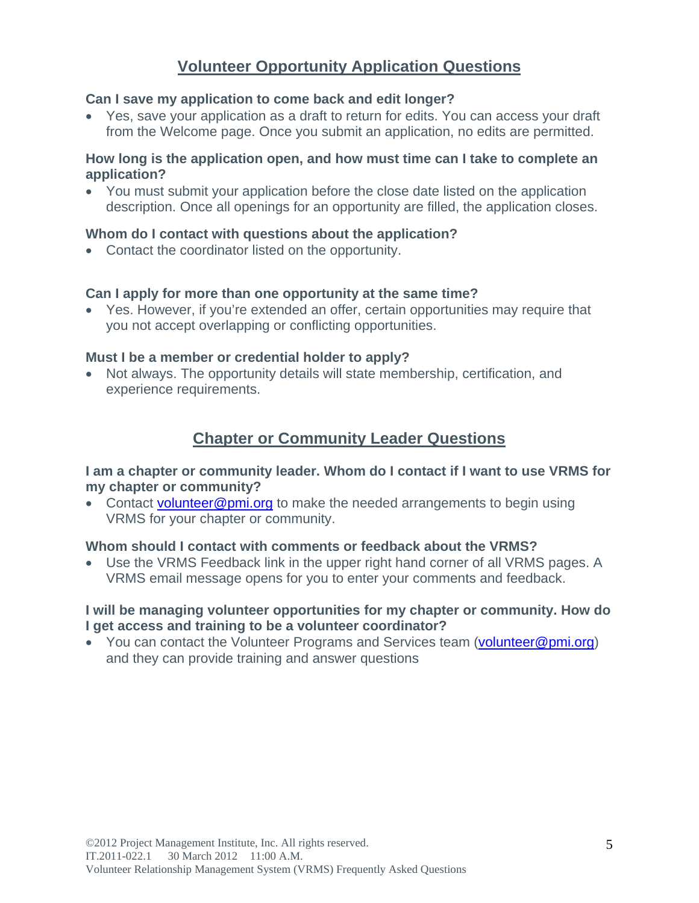## Volunteer Opportunity Application Questions

**Can I save my application to come back and edit longer?**

- Yes, save your application as a draft to return for edits. You can access your draft from the Welcome page. Once you submit an application, no edits are permitted.

**How long is the application open, and how must time can I take to complete an application?**

- You must submit your application before the close date listed on the application description. Once all openings for an opportunity are filled, the application closes.

**Whom do I contact with questions about the application?**

- Contact the coordinator listed on the opportunity.

**Can I apply for more than one opportunity at the same time?**

- Yes. However, if you're extended an offer, certain opportunities may require that you not accept overlapping or conflicting opportunities.

**Must I be a member or credential holder to apply?**

- Not always. The opportunity details will state membership, certification, and experience requirements.

## Chapter or Community Leader Questions

**I am a chapter or community leader. Whom do I contact if I want to use VRMS for my chapter or community?**

- Contact volunteer@pmi.org to make the needed arrangements to begin using VRMS for your chapter or community.

**Whom should I contact with comments or feedback about the VRMS?**

- Use the VRMS Feedback link in the upper right hand corner of all VRMS pages. A VRMS email message opens for you to enter your comments and feedback.

**I will be managing volunteer opportunities for my chapter or community. How do I get access and training to be a volunteer coordinator?**

- You can contact the Volunteer Programs and Services team (volunteer@pmi.org) and they can provide training and answer questions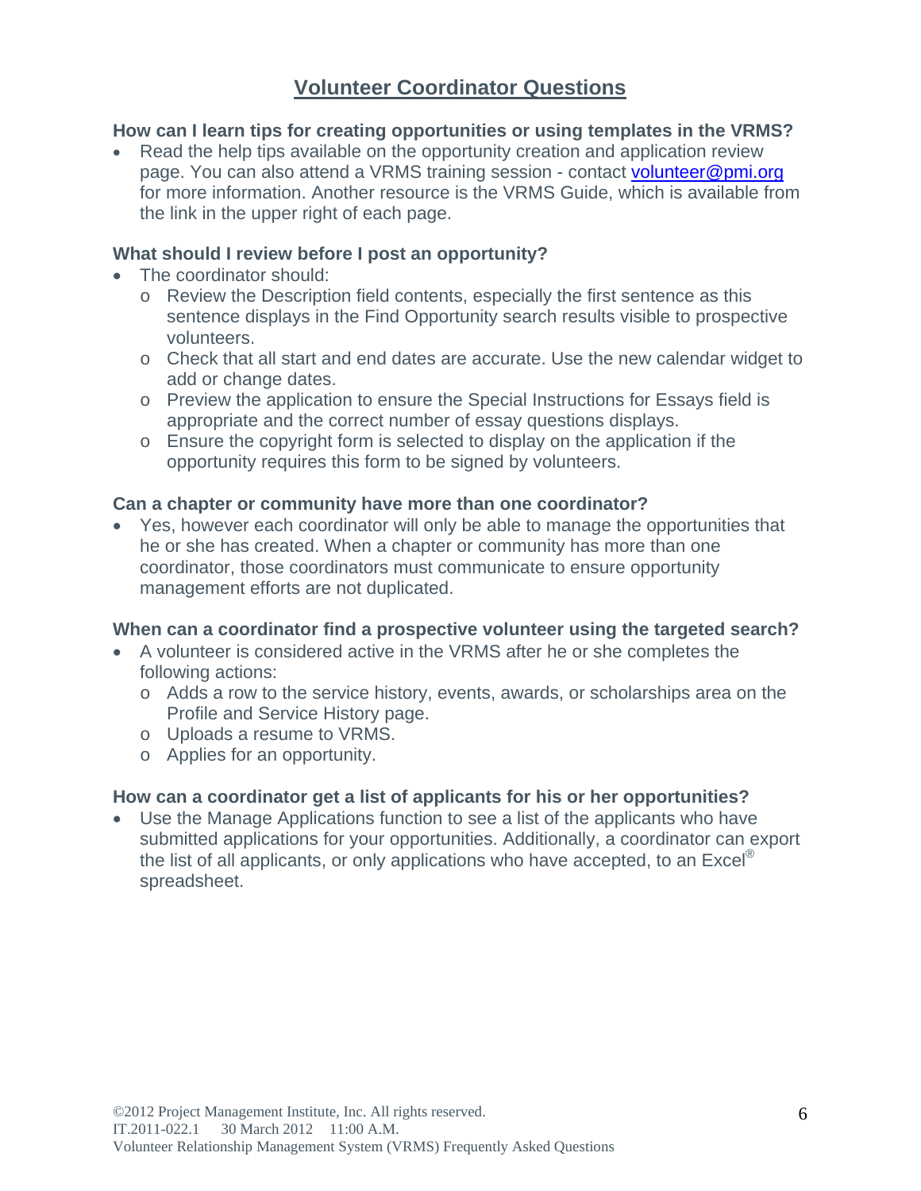## Volunteer Coordinator Questions

**How can I learn tips for creating opportunities or using templates in the VRMS?**

- Read the help tips available on the opportunity creation and application review page. You can also attend a VRMS training session - contact volunteer@pmi.org for more information. Another resource is the VRMS Guide, which is available from the link in the upper right of each page.

**What should I review before I post an opportunity?**

- The coordinator should:
  - Review the Description field contents, especially the first sentence as this sentence displays in the Find Opportunity search results visible to prospective volunteers.
  - Check that all start and end dates are accurate. Use the new calendar widget to add or change dates.
  - Preview the application to ensure the Special Instructions for Essays field is appropriate and the correct number of essay questions displays.
  - Ensure the copyright form is selected to display on the application if the opportunity requires this form to be signed by volunteers.

**Can a chapter or community have more than one coordinator?**

- Yes, however each coordinator will only be able to manage the opportunities that he or she has created. When a chapter or community has more than one coordinator, those coordinators must communicate to ensure opportunity management efforts are not duplicated.

**When can a coordinator find a prospective volunteer using the targeted search?**

- A volunteer is considered active in the VRMS after he or she completes the following actions:
  - Adds a row to the service history, events, awards, or scholarships area on the Profile and Service History page.
  - Uploads a resume to VRMS.
  - Applies for an opportunity.

**How can a coordinator get a list of applicants for his or her opportunities?**

- Use the Manage Applications function to see a list of the applicants who have submitted applications for your opportunities. Additionally, a coordinator can export the list of all applicants, or only applications who have accepted, to an Excel® spreadsheet.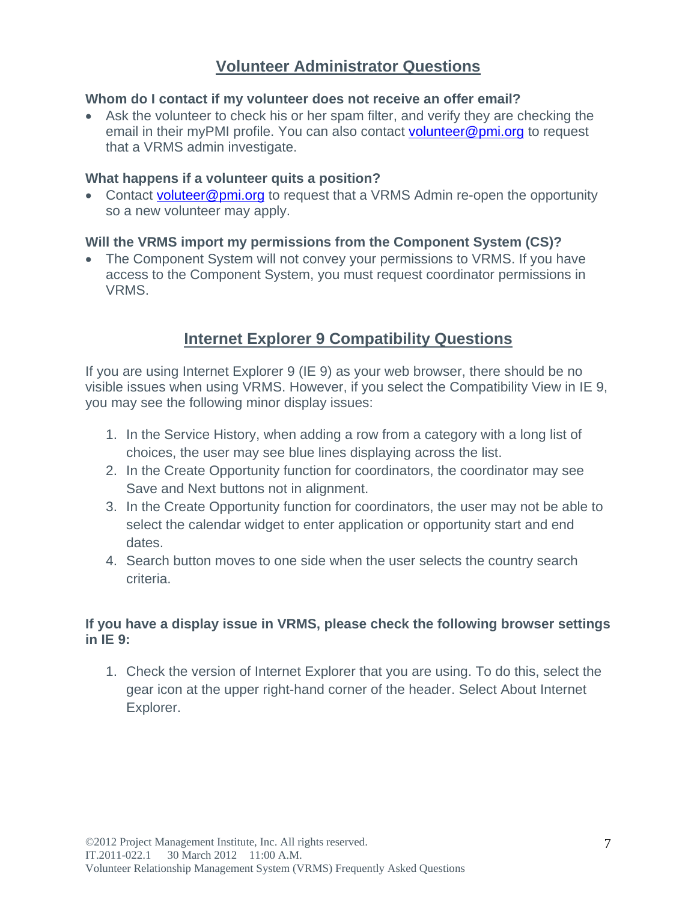## Volunteer Administrator Questions

**Whom do I contact if my volunteer does not receive an offer email?**

- Ask the volunteer to check his or her spam filter, and verify they are checking the email in their myPMI profile. You can also contact volunteer@pmi.org to request that a VRMS admin investigate.

**What happens if a volunteer quits a position?**

- Contact voluteer@pmi.org to request that a VRMS Admin re-open the opportunity so a new volunteer may apply.

**Will the VRMS import my permissions from the Component System (CS)?**

- The Component System will not convey your permissions to VRMS. If you have access to the Component System, you must request coordinator permissions in VRMS.

## Internet Explorer 9 Compatibility Questions

If you are using Internet Explorer 9 (IE 9) as your web browser, there should be no visible issues when using VRMS. However, if you select the Compatibility View in IE 9, you may see the following minor display issues:

1. In the Service History, when adding a row from a category with a long list of choices, the user may see blue lines displaying across the list.
2. In the Create Opportunity function for coordinators, the coordinator may see Save and Next buttons not in alignment.
3. In the Create Opportunity function for coordinators, the user may not be able to select the calendar widget to enter application or opportunity start and end dates.
4. Search button moves to one side when the user selects the country search criteria.

**If you have a display issue in VRMS, please check the following browser settings in IE 9:**

1. Check the version of Internet Explorer that you are using. To do this, select the gear icon at the upper right-hand corner of the header. Select About Internet Explorer.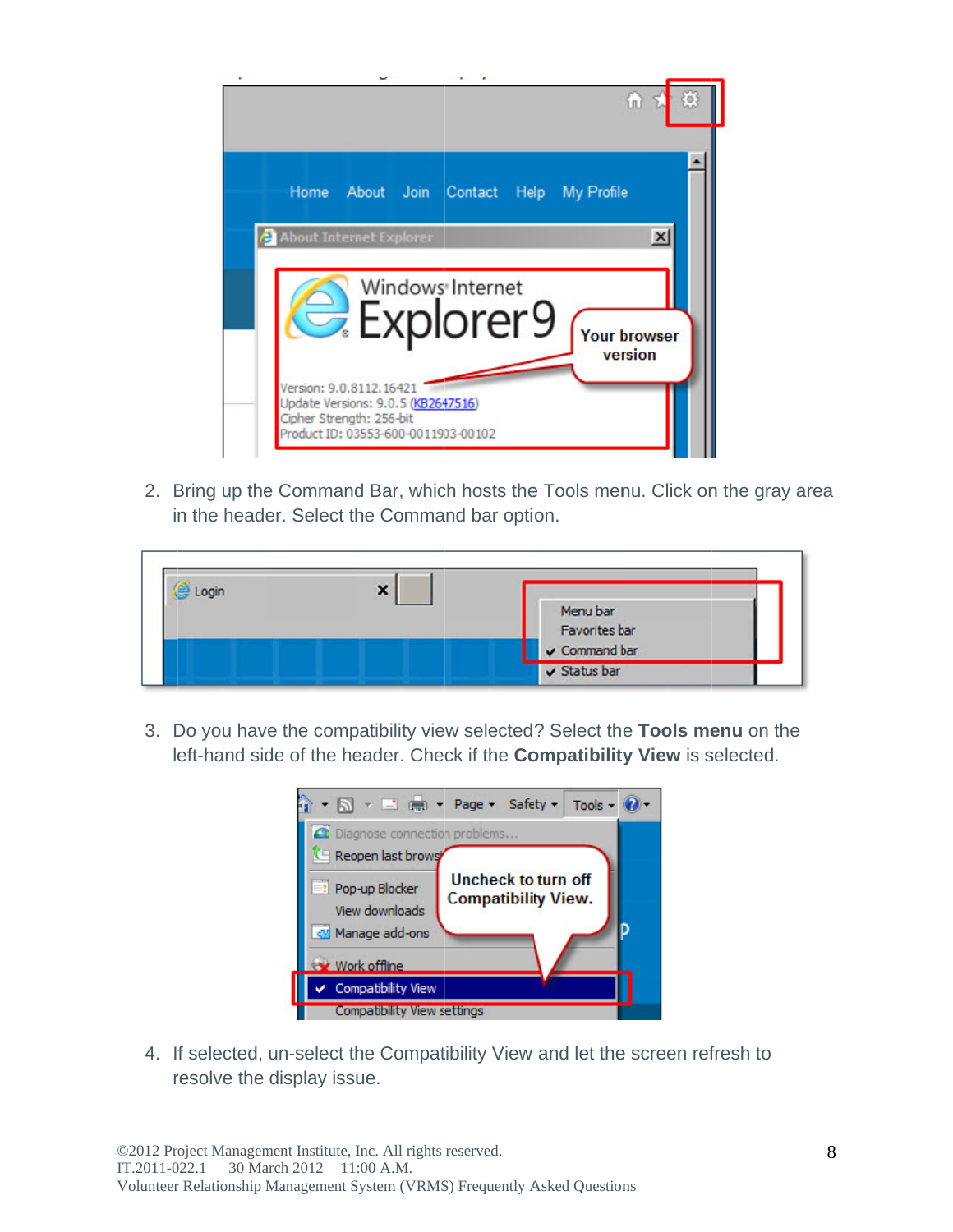2. Bring up the Command Bar, which hosts the Tools menu. Click on the gray area in the header. Select the Command bar option.

3. Do you have the compatibility view selected? Select the **Tools menu** on the left-hand side of the header. Check if the **Compatibility View** is selected.

4. If selected, un-select the Compatibility View and let the screen refresh to resolve the display issue.

©2012 Project Management Institute, Inc. All rights reserved.
IT.2011-022.1 30 March 2012 11:00 A.M.
Volunteer Relationship Management System (VRMS) Frequently Asked Questions